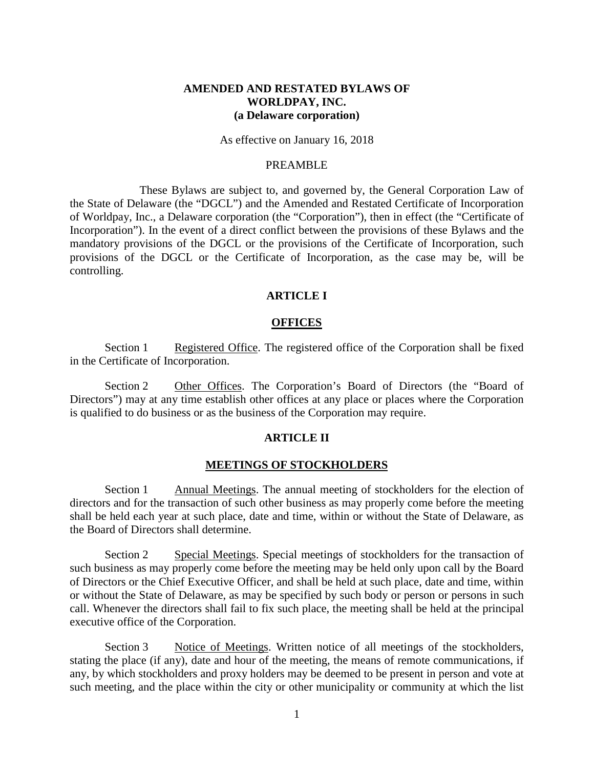**AMENDED AND RESTATED BYLAWS OF WORLDPAY, INC. (a Delaware corporation)**

As effective on January 16, 2018

PREAMBLE

These Bylaws are subject to, and governed by, the General Corporation Law of the State of Delaware (the "DGCL") and the Amended and Restated Certificate of Incorporation of Worldpay, Inc., a Delaware corporation (the "Corporation"), then in effect (the "Certificate of Incorporation"). In the event of a direct conflict between the provisions of these Bylaws and the mandatory provisions of the DGCL or the provisions of the Certificate of Incorporation, such provisions of the DGCL or the Certificate of Incorporation, as the case may be, will be controlling.

## ARTICLE I

## OFFICES

Section 1 Registered Office. The registered office of the Corporation shall be fixed in the Certificate of Incorporation.

Section 2 Other Offices. The Corporation's Board of Directors (the "Board of Directors") may at any time establish other offices at any place or places where the Corporation is qualified to do business or as the business of the Corporation may require.

## ARTICLE II

## MEETINGS OF STOCKHOLDERS

Section 1 Annual Meetings. The annual meeting of stockholders for the election of directors and for the transaction of such other business as may properly come before the meeting shall be held each year at such place, date and time, within or without the State of Delaware, as the Board of Directors shall determine.

Section 2 Special Meetings. Special meetings of stockholders for the transaction of such business as may properly come before the meeting may be held only upon call by the Board of Directors or the Chief Executive Officer, and shall be held at such place, date and time, within or without the State of Delaware, as may be specified by such body or person or persons in such call. Whenever the directors shall fail to fix such place, the meeting shall be held at the principal executive office of the Corporation.

Section 3 Notice of Meetings. Written notice of all meetings of the stockholders, stating the place (if any), date and hour of the meeting, the means of remote communications, if any, by which stockholders and proxy holders may be deemed to be present in person and vote at such meeting, and the place within the city or other municipality or community at which the list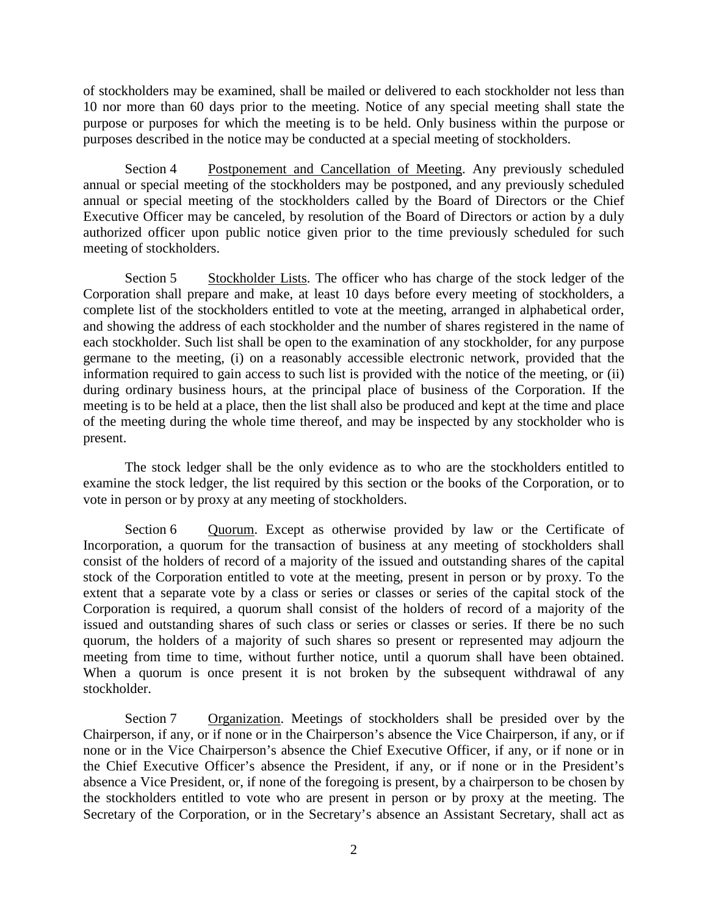of stockholders may be examined, shall be mailed or delivered to each stockholder not less than 10 nor more than 60 days prior to the meeting. Notice of any special meeting shall state the purpose or purposes for which the meeting is to be held. Only business within the purpose or purposes described in the notice may be conducted at a special meeting of stockholders.

Section 4 Postponement and Cancellation of Meeting. Any previously scheduled annual or special meeting of the stockholders may be postponed, and any previously scheduled annual or special meeting of the stockholders called by the Board of Directors or the Chief Executive Officer may be canceled, by resolution of the Board of Directors or action by a duly authorized officer upon public notice given prior to the time previously scheduled for such meeting of stockholders.

Section 5 Stockholder Lists. The officer who has charge of the stock ledger of the Corporation shall prepare and make, at least 10 days before every meeting of stockholders, a complete list of the stockholders entitled to vote at the meeting, arranged in alphabetical order, and showing the address of each stockholder and the number of shares registered in the name of each stockholder. Such list shall be open to the examination of any stockholder, for any purpose germane to the meeting, (i) on a reasonably accessible electronic network, provided that the information required to gain access to such list is provided with the notice of the meeting, or (ii) during ordinary business hours, at the principal place of business of the Corporation. If the meeting is to be held at a place, then the list shall also be produced and kept at the time and place of the meeting during the whole time thereof, and may be inspected by any stockholder who is present.

The stock ledger shall be the only evidence as to who are the stockholders entitled to examine the stock ledger, the list required by this section or the books of the Corporation, or to vote in person or by proxy at any meeting of stockholders.

Section 6 Quorum. Except as otherwise provided by law or the Certificate of Incorporation, a quorum for the transaction of business at any meeting of stockholders shall consist of the holders of record of a majority of the issued and outstanding shares of the capital stock of the Corporation entitled to vote at the meeting, present in person or by proxy. To the extent that a separate vote by a class or series or classes or series of the capital stock of the Corporation is required, a quorum shall consist of the holders of record of a majority of the issued and outstanding shares of such class or series or classes or series. If there be no such quorum, the holders of a majority of such shares so present or represented may adjourn the meeting from time to time, without further notice, until a quorum shall have been obtained. When a quorum is once present it is not broken by the subsequent withdrawal of any stockholder.

Section 7 Organization. Meetings of stockholders shall be presided over by the Chairperson, if any, or if none or in the Chairperson's absence the Vice Chairperson, if any, or if none or in the Vice Chairperson's absence the Chief Executive Officer, if any, or if none or in the Chief Executive Officer's absence the President, if any, or if none or in the President's absence a Vice President, or, if none of the foregoing is present, by a chairperson to be chosen by the stockholders entitled to vote who are present in person or by proxy at the meeting. The Secretary of the Corporation, or in the Secretary's absence an Assistant Secretary, shall act as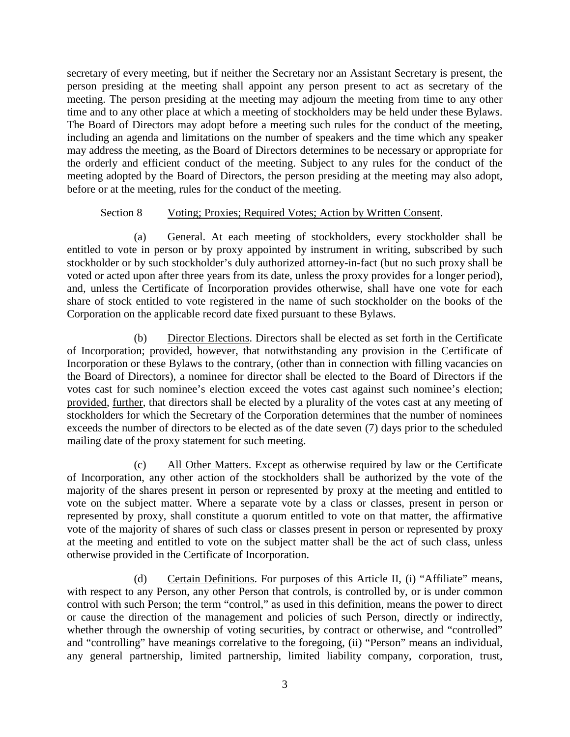secretary of every meeting, but if neither the Secretary nor an Assistant Secretary is present, the person presiding at the meeting shall appoint any person present to act as secretary of the meeting. The person presiding at the meeting may adjourn the meeting from time to time to any other time and to any other place at which a meeting of stockholders may be held under these Bylaws. The Board of Directors may adopt before a meeting such rules for the conduct of the meeting, including an agenda and limitations on the number of speakers and the time which any speaker may address the meeting, as the Board of Directors determines to be necessary or appropriate for the orderly and efficient conduct of the meeting. Subject to any rules for the conduct of the meeting adopted by the Board of Directors, the person presiding at the meeting may also adopt, before or at the meeting, rules for the conduct of the meeting.

Section 8 Voting; Proxies; Required Votes; Action by Written Consent.

(a) General. At each meeting of stockholders, every stockholder shall be entitled to vote in person or by proxy appointed by instrument in writing, subscribed by such stockholder or by such stockholder's duly authorized attorney-in-fact (but no such proxy shall be voted or acted upon after three years from its date, unless the proxy provides for a longer period), and, unless the Certificate of Incorporation provides otherwise, shall have one vote for each share of stock entitled to vote registered in the name of such stockholder on the books of the Corporation on the applicable record date fixed pursuant to these Bylaws.

(b) Director Elections. Directors shall be elected as set forth in the Certificate of Incorporation; provided, however, that notwithstanding any provision in the Certificate of Incorporation or these Bylaws to the contrary, (other than in connection with filling vacancies on the Board of Directors), a nominee for director shall be elected to the Board of Directors if the votes cast for such nominee's election exceed the votes cast against such nominee's election; provided, further, that directors shall be elected by a plurality of the votes cast at any meeting of stockholders for which the Secretary of the Corporation determines that the number of nominees exceeds the number of directors to be elected as of the date seven (7) days prior to the scheduled mailing date of the proxy statement for such meeting.

(c) All Other Matters. Except as otherwise required by law or the Certificate of Incorporation, any other action of the stockholders shall be authorized by the vote of the majority of the shares present in person or represented by proxy at the meeting and entitled to vote on the subject matter. Where a separate vote by a class or classes, present in person or represented by proxy, shall constitute a quorum entitled to vote on that matter, the affirmative vote of the majority of shares of such class or classes present in person or represented by proxy at the meeting and entitled to vote on the subject matter shall be the act of such class, unless otherwise provided in the Certificate of Incorporation.

(d) Certain Definitions. For purposes of this Article II, (i) "Affiliate" means, with respect to any Person, any other Person that controls, is controlled by, or is under common control with such Person; the term "control," as used in this definition, means the power to direct or cause the direction of the management and policies of such Person, directly or indirectly, whether through the ownership of voting securities, by contract or otherwise, and "controlled" and "controlling" have meanings correlative to the foregoing, (ii) "Person" means an individual, any general partnership, limited partnership, limited liability company, corporation, trust,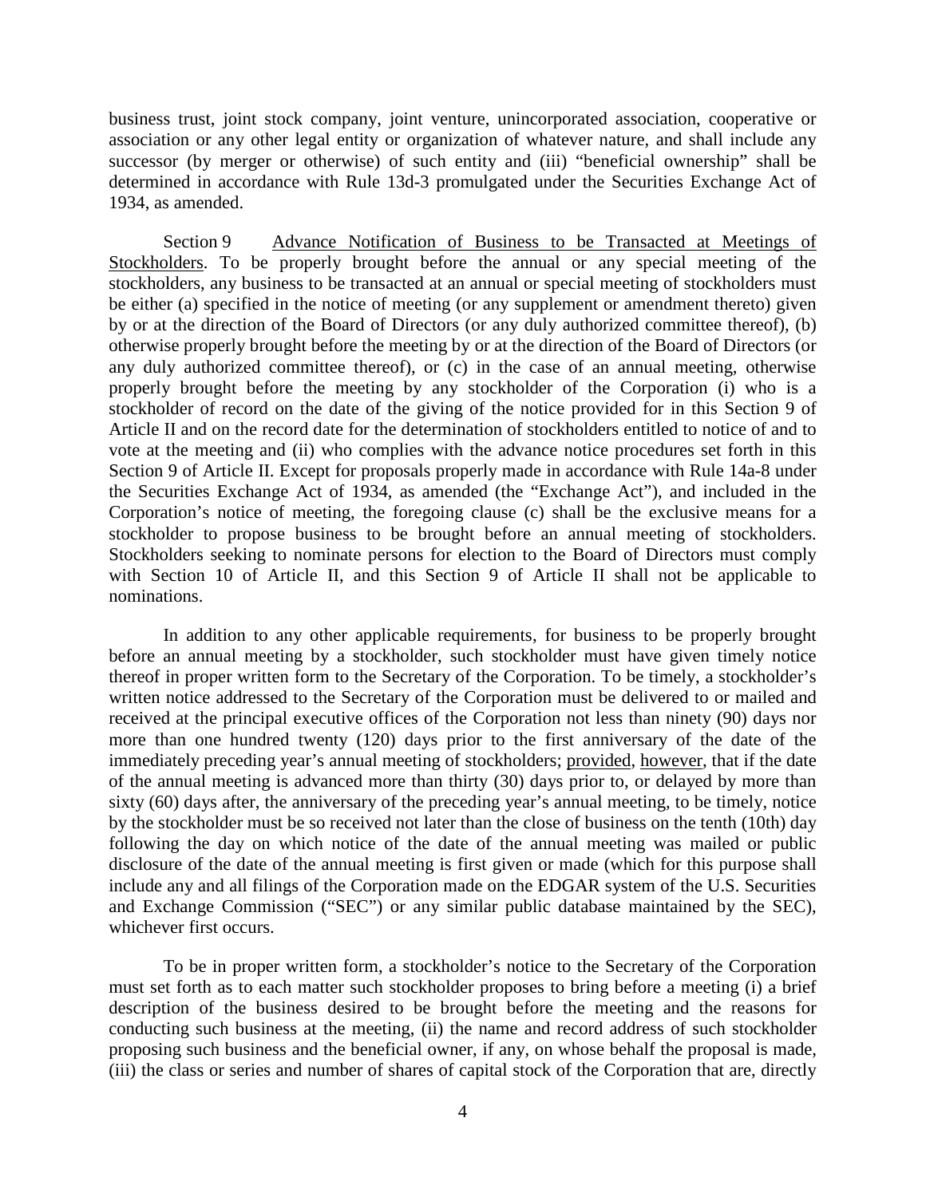business trust, joint stock company, joint venture, unincorporated association, cooperative or association or any other legal entity or organization of whatever nature, and shall include any successor (by merger or otherwise) of such entity and (iii) "beneficial ownership" shall be determined in accordance with Rule 13d-3 promulgated under the Securities Exchange Act of 1934, as amended.

Section 9 Advance Notification of Business to be Transacted at Meetings of Stockholders. To be properly brought before the annual or any special meeting of the stockholders, any business to be transacted at an annual or special meeting of stockholders must be either (a) specified in the notice of meeting (or any supplement or amendment thereto) given by or at the direction of the Board of Directors (or any duly authorized committee thereof), (b) otherwise properly brought before the meeting by or at the direction of the Board of Directors (or any duly authorized committee thereof), or (c) in the case of an annual meeting, otherwise properly brought before the meeting by any stockholder of the Corporation (i) who is a stockholder of record on the date of the giving of the notice provided for in this Section 9 of Article II and on the record date for the determination of stockholders entitled to notice of and to vote at the meeting and (ii) who complies with the advance notice procedures set forth in this Section 9 of Article II. Except for proposals properly made in accordance with Rule 14a-8 under the Securities Exchange Act of 1934, as amended (the "Exchange Act"), and included in the Corporation's notice of meeting, the foregoing clause (c) shall be the exclusive means for a stockholder to propose business to be brought before an annual meeting of stockholders. Stockholders seeking to nominate persons for election to the Board of Directors must comply with Section 10 of Article II, and this Section 9 of Article II shall not be applicable to nominations.

In addition to any other applicable requirements, for business to be properly brought before an annual meeting by a stockholder, such stockholder must have given timely notice thereof in proper written form to the Secretary of the Corporation. To be timely, a stockholder's written notice addressed to the Secretary of the Corporation must be delivered to or mailed and received at the principal executive offices of the Corporation not less than ninety (90) days nor more than one hundred twenty (120) days prior to the first anniversary of the date of the immediately preceding year's annual meeting of stockholders; provided, however, that if the date of the annual meeting is advanced more than thirty (30) days prior to, or delayed by more than sixty (60) days after, the anniversary of the preceding year's annual meeting, to be timely, notice by the stockholder must be so received not later than the close of business on the tenth (10th) day following the day on which notice of the date of the annual meeting was mailed or public disclosure of the date of the annual meeting is first given or made (which for this purpose shall include any and all filings of the Corporation made on the EDGAR system of the U.S. Securities and Exchange Commission ("SEC") or any similar public database maintained by the SEC), whichever first occurs.

To be in proper written form, a stockholder's notice to the Secretary of the Corporation must set forth as to each matter such stockholder proposes to bring before a meeting (i) a brief description of the business desired to be brought before the meeting and the reasons for conducting such business at the meeting, (ii) the name and record address of such stockholder proposing such business and the beneficial owner, if any, on whose behalf the proposal is made, (iii) the class or series and number of shares of capital stock of the Corporation that are, directly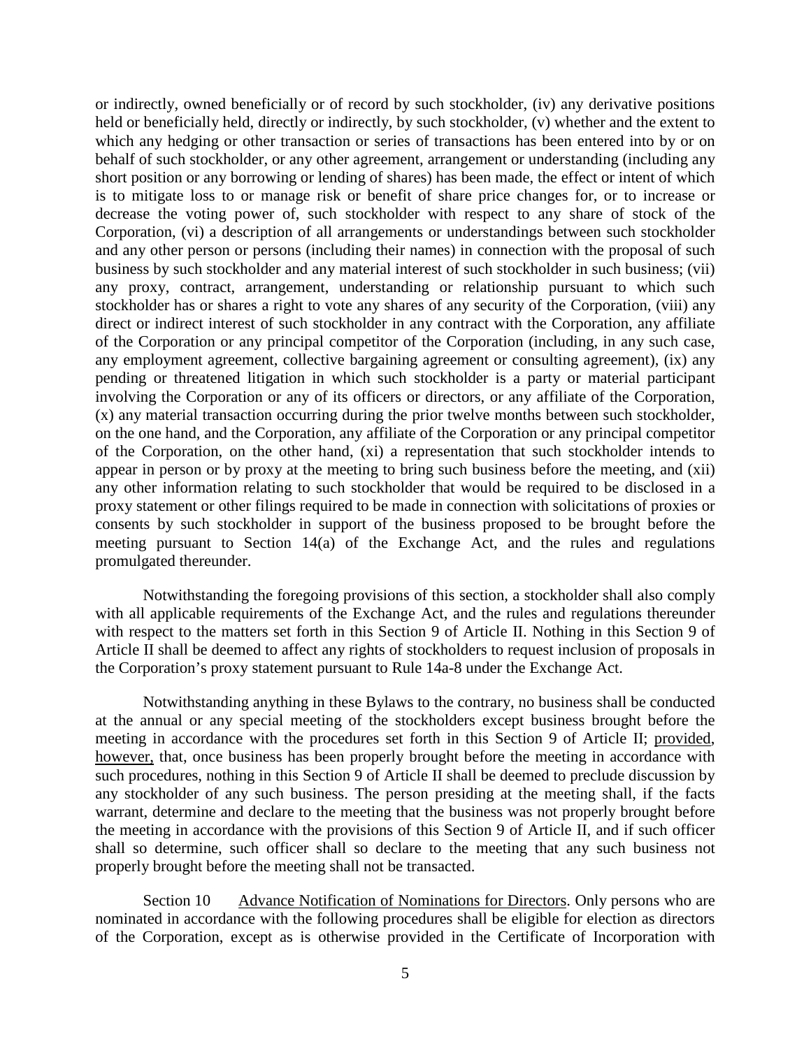or indirectly, owned beneficially or of record by such stockholder, (iv) any derivative positions held or beneficially held, directly or indirectly, by such stockholder, (v) whether and the extent to which any hedging or other transaction or series of transactions has been entered into by or on behalf of such stockholder, or any other agreement, arrangement or understanding (including any short position or any borrowing or lending of shares) has been made, the effect or intent of which is to mitigate loss to or manage risk or benefit of share price changes for, or to increase or decrease the voting power of, such stockholder with respect to any share of stock of the Corporation, (vi) a description of all arrangements or understandings between such stockholder and any other person or persons (including their names) in connection with the proposal of such business by such stockholder and any material interest of such stockholder in such business; (vii) any proxy, contract, arrangement, understanding or relationship pursuant to which such stockholder has or shares a right to vote any shares of any security of the Corporation, (viii) any direct or indirect interest of such stockholder in any contract with the Corporation, any affiliate of the Corporation or any principal competitor of the Corporation (including, in any such case, any employment agreement, collective bargaining agreement or consulting agreement), (ix) any pending or threatened litigation in which such stockholder is a party or material participant involving the Corporation or any of its officers or directors, or any affiliate of the Corporation, (x) any material transaction occurring during the prior twelve months between such stockholder, on the one hand, and the Corporation, any affiliate of the Corporation or any principal competitor of the Corporation, on the other hand, (xi) a representation that such stockholder intends to appear in person or by proxy at the meeting to bring such business before the meeting, and (xii) any other information relating to such stockholder that would be required to be disclosed in a proxy statement or other filings required to be made in connection with solicitations of proxies or consents by such stockholder in support of the business proposed to be brought before the meeting pursuant to Section 14(a) of the Exchange Act, and the rules and regulations promulgated thereunder.

Notwithstanding the foregoing provisions of this section, a stockholder shall also comply with all applicable requirements of the Exchange Act, and the rules and regulations thereunder with respect to the matters set forth in this Section 9 of Article II. Nothing in this Section 9 of Article II shall be deemed to affect any rights of stockholders to request inclusion of proposals in the Corporation's proxy statement pursuant to Rule 14a-8 under the Exchange Act.

Notwithstanding anything in these Bylaws to the contrary, no business shall be conducted at the annual or any special meeting of the stockholders except business brought before the meeting in accordance with the procedures set forth in this Section 9 of Article II; provided, however, that, once business has been properly brought before the meeting in accordance with such procedures, nothing in this Section 9 of Article II shall be deemed to preclude discussion by any stockholder of any such business. The person presiding at the meeting shall, if the facts warrant, determine and declare to the meeting that the business was not properly brought before the meeting in accordance with the provisions of this Section 9 of Article II, and if such officer shall so determine, such officer shall so declare to the meeting that any such business not properly brought before the meeting shall not be transacted.

Section 10 Advance Notification of Nominations for Directors. Only persons who are nominated in accordance with the following procedures shall be eligible for election as directors of the Corporation, except as is otherwise provided in the Certificate of Incorporation with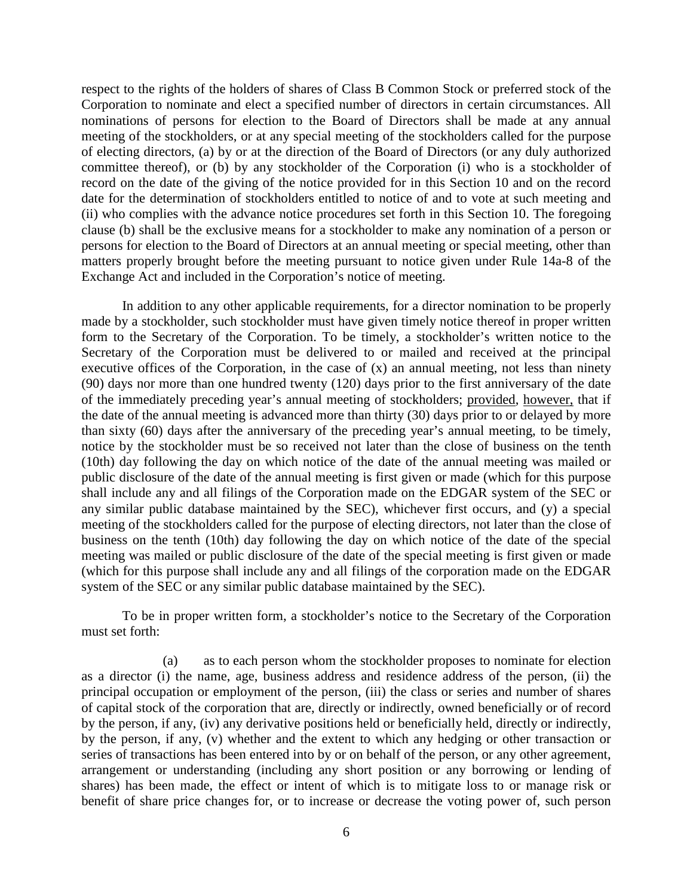respect to the rights of the holders of shares of Class B Common Stock or preferred stock of the Corporation to nominate and elect a specified number of directors in certain circumstances. All nominations of persons for election to the Board of Directors shall be made at any annual meeting of the stockholders, or at any special meeting of the stockholders called for the purpose of electing directors, (a) by or at the direction of the Board of Directors (or any duly authorized committee thereof), or (b) by any stockholder of the Corporation (i) who is a stockholder of record on the date of the giving of the notice provided for in this Section 10 and on the record date for the determination of stockholders entitled to notice of and to vote at such meeting and (ii) who complies with the advance notice procedures set forth in this Section 10. The foregoing clause (b) shall be the exclusive means for a stockholder to make any nomination of a person or persons for election to the Board of Directors at an annual meeting or special meeting, other than matters properly brought before the meeting pursuant to notice given under Rule 14a-8 of the Exchange Act and included in the Corporation's notice of meeting.

In addition to any other applicable requirements, for a director nomination to be properly made by a stockholder, such stockholder must have given timely notice thereof in proper written form to the Secretary of the Corporation. To be timely, a stockholder's written notice to the Secretary of the Corporation must be delivered to or mailed and received at the principal executive offices of the Corporation, in the case of (x) an annual meeting, not less than ninety (90) days nor more than one hundred twenty (120) days prior to the first anniversary of the date of the immediately preceding year's annual meeting of stockholders; provided, however, that if the date of the annual meeting is advanced more than thirty (30) days prior to or delayed by more than sixty (60) days after the anniversary of the preceding year's annual meeting, to be timely, notice by the stockholder must be so received not later than the close of business on the tenth (10th) day following the day on which notice of the date of the annual meeting was mailed or public disclosure of the date of the annual meeting is first given or made (which for this purpose shall include any and all filings of the Corporation made on the EDGAR system of the SEC or any similar public database maintained by the SEC), whichever first occurs, and (y) a special meeting of the stockholders called for the purpose of electing directors, not later than the close of business on the tenth (10th) day following the day on which notice of the date of the special meeting was mailed or public disclosure of the date of the special meeting is first given or made (which for this purpose shall include any and all filings of the corporation made on the EDGAR system of the SEC or any similar public database maintained by the SEC).

To be in proper written form, a stockholder's notice to the Secretary of the Corporation must set forth:

(a) as to each person whom the stockholder proposes to nominate for election as a director (i) the name, age, business address and residence address of the person, (ii) the principal occupation or employment of the person, (iii) the class or series and number of shares of capital stock of the corporation that are, directly or indirectly, owned beneficially or of record by the person, if any, (iv) any derivative positions held or beneficially held, directly or indirectly, by the person, if any, (v) whether and the extent to which any hedging or other transaction or series of transactions has been entered into by or on behalf of the person, or any other agreement, arrangement or understanding (including any short position or any borrowing or lending of shares) has been made, the effect or intent of which is to mitigate loss to or manage risk or benefit of share price changes for, or to increase or decrease the voting power of, such person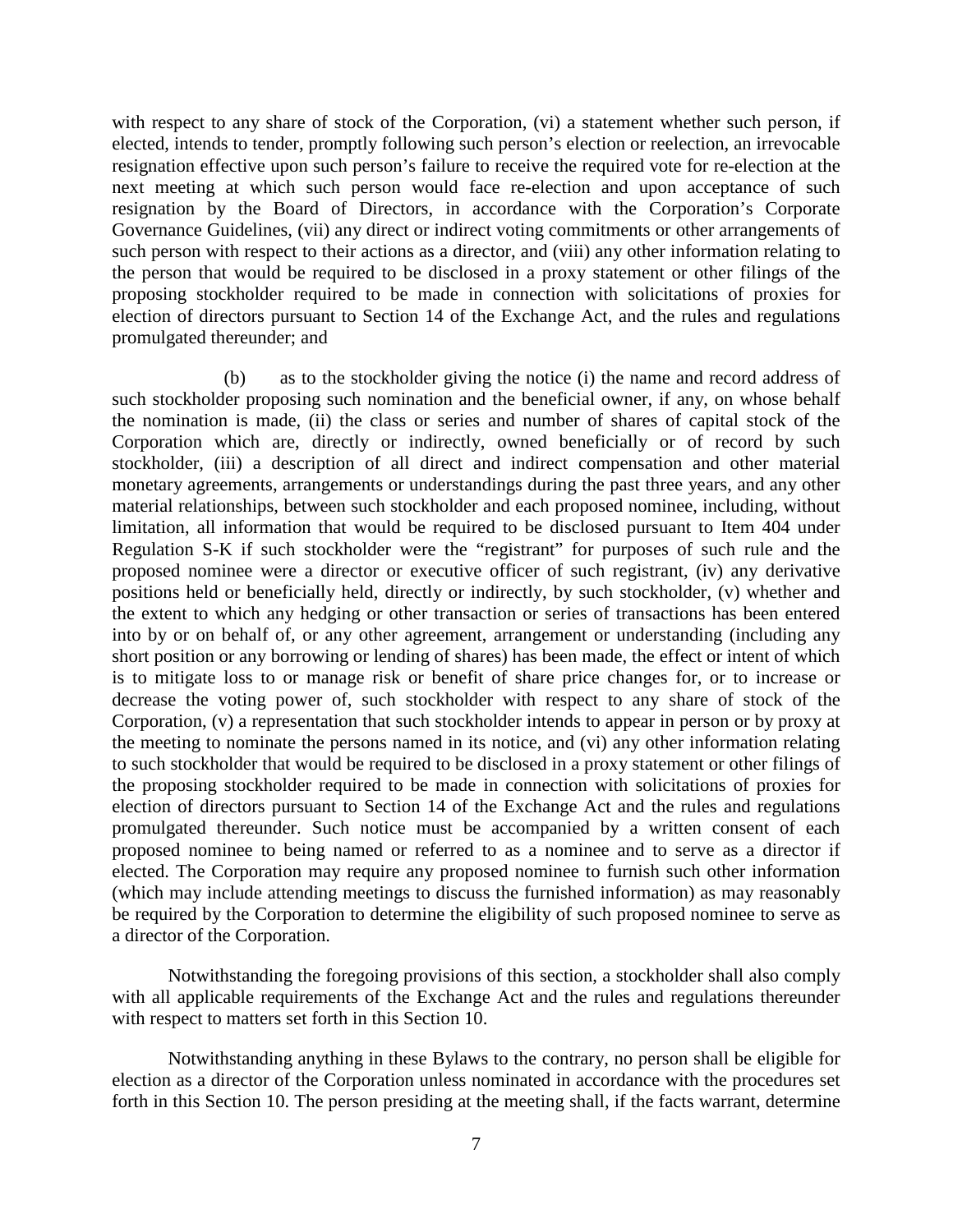with respect to any share of stock of the Corporation, (vi) a statement whether such person, if elected, intends to tender, promptly following such person's election or reelection, an irrevocable resignation effective upon such person's failure to receive the required vote for re-election at the next meeting at which such person would face re-election and upon acceptance of such resignation by the Board of Directors, in accordance with the Corporation's Corporate Governance Guidelines, (vii) any direct or indirect voting commitments or other arrangements of such person with respect to their actions as a director, and (viii) any other information relating to the person that would be required to be disclosed in a proxy statement or other filings of the proposing stockholder required to be made in connection with solicitations of proxies for election of directors pursuant to Section 14 of the Exchange Act, and the rules and regulations promulgated thereunder; and

(b) as to the stockholder giving the notice (i) the name and record address of such stockholder proposing such nomination and the beneficial owner, if any, on whose behalf the nomination is made, (ii) the class or series and number of shares of capital stock of the Corporation which are, directly or indirectly, owned beneficially or of record by such stockholder, (iii) a description of all direct and indirect compensation and other material monetary agreements, arrangements or understandings during the past three years, and any other material relationships, between such stockholder and each proposed nominee, including, without limitation, all information that would be required to be disclosed pursuant to Item 404 under Regulation S-K if such stockholder were the "registrant" for purposes of such rule and the proposed nominee were a director or executive officer of such registrant, (iv) any derivative positions held or beneficially held, directly or indirectly, by such stockholder, (v) whether and the extent to which any hedging or other transaction or series of transactions has been entered into by or on behalf of, or any other agreement, arrangement or understanding (including any short position or any borrowing or lending of shares) has been made, the effect or intent of which is to mitigate loss to or manage risk or benefit of share price changes for, or to increase or decrease the voting power of, such stockholder with respect to any share of stock of the Corporation, (v) a representation that such stockholder intends to appear in person or by proxy at the meeting to nominate the persons named in its notice, and (vi) any other information relating to such stockholder that would be required to be disclosed in a proxy statement or other filings of the proposing stockholder required to be made in connection with solicitations of proxies for election of directors pursuant to Section 14 of the Exchange Act and the rules and regulations promulgated thereunder. Such notice must be accompanied by a written consent of each proposed nominee to being named or referred to as a nominee and to serve as a director if elected. The Corporation may require any proposed nominee to furnish such other information (which may include attending meetings to discuss the furnished information) as may reasonably be required by the Corporation to determine the eligibility of such proposed nominee to serve as a director of the Corporation.

Notwithstanding the foregoing provisions of this section, a stockholder shall also comply with all applicable requirements of the Exchange Act and the rules and regulations thereunder with respect to matters set forth in this Section 10.

Notwithstanding anything in these Bylaws to the contrary, no person shall be eligible for election as a director of the Corporation unless nominated in accordance with the procedures set forth in this Section 10. The person presiding at the meeting shall, if the facts warrant, determine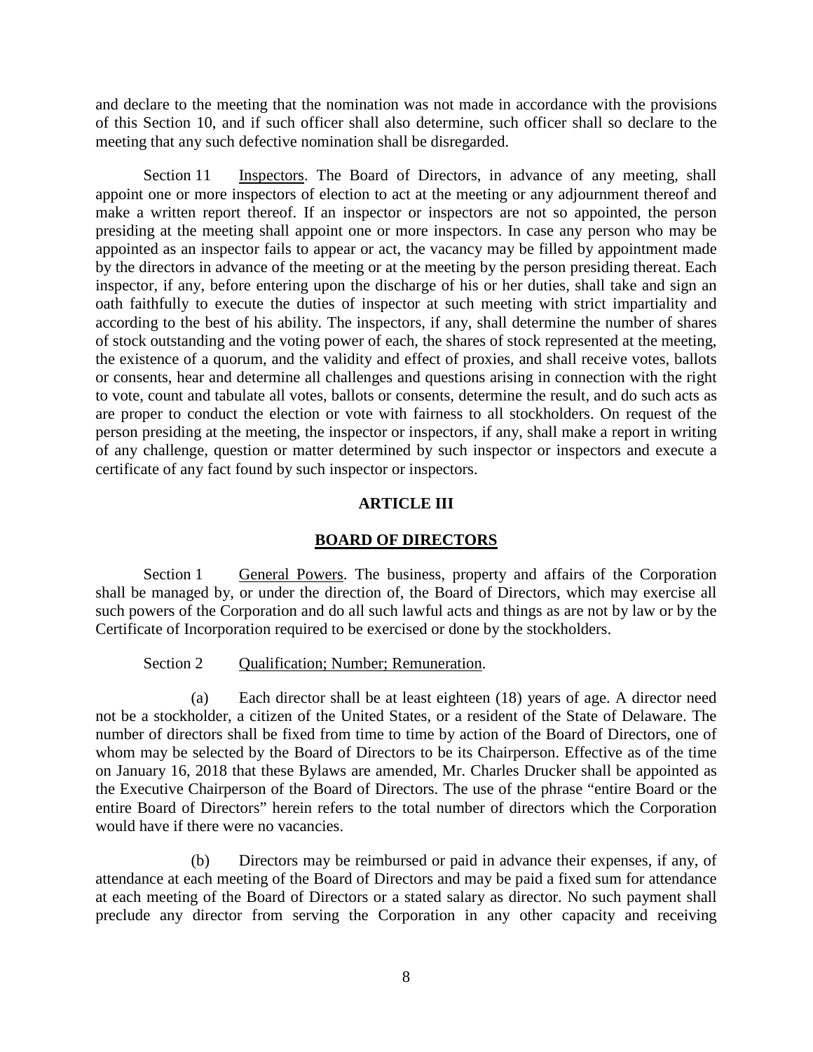and declare to the meeting that the nomination was not made in accordance with the provisions of this Section 10, and if such officer shall also determine, such officer shall so declare to the meeting that any such defective nomination shall be disregarded.

Section 11 Inspectors. The Board of Directors, in advance of any meeting, shall appoint one or more inspectors of election to act at the meeting or any adjournment thereof and make a written report thereof. If an inspector or inspectors are not so appointed, the person presiding at the meeting shall appoint one or more inspectors. In case any person who may be appointed as an inspector fails to appear or act, the vacancy may be filled by appointment made by the directors in advance of the meeting or at the meeting by the person presiding thereat. Each inspector, if any, before entering upon the discharge of his or her duties, shall take and sign an oath faithfully to execute the duties of inspector at such meeting with strict impartiality and according to the best of his ability. The inspectors, if any, shall determine the number of shares of stock outstanding and the voting power of each, the shares of stock represented at the meeting, the existence of a quorum, and the validity and effect of proxies, and shall receive votes, ballots or consents, hear and determine all challenges and questions arising in connection with the right to vote, count and tabulate all votes, ballots or consents, determine the result, and do such acts as are proper to conduct the election or vote with fairness to all stockholders. On request of the person presiding at the meeting, the inspector or inspectors, if any, shall make a report in writing of any challenge, question or matter determined by such inspector or inspectors and execute a certificate of any fact found by such inspector or inspectors.

## ARTICLE III

## BOARD OF DIRECTORS

Section 1 General Powers. The business, property and affairs of the Corporation shall be managed by, or under the direction of, the Board of Directors, which may exercise all such powers of the Corporation and do all such lawful acts and things as are not by law or by the Certificate of Incorporation required to be exercised or done by the stockholders.

Section 2 Qualification; Number; Remuneration.

(a) Each director shall be at least eighteen (18) years of age. A director need not be a stockholder, a citizen of the United States, or a resident of the State of Delaware. The number of directors shall be fixed from time to time by action of the Board of Directors, one of whom may be selected by the Board of Directors to be its Chairperson. Effective as of the time on January 16, 2018 that these Bylaws are amended, Mr. Charles Drucker shall be appointed as the Executive Chairperson of the Board of Directors. The use of the phrase "entire Board or the entire Board of Directors" herein refers to the total number of directors which the Corporation would have if there were no vacancies.

(b) Directors may be reimbursed or paid in advance their expenses, if any, of attendance at each meeting of the Board of Directors and may be paid a fixed sum for attendance at each meeting of the Board of Directors or a stated salary as director. No such payment shall preclude any director from serving the Corporation in any other capacity and receiving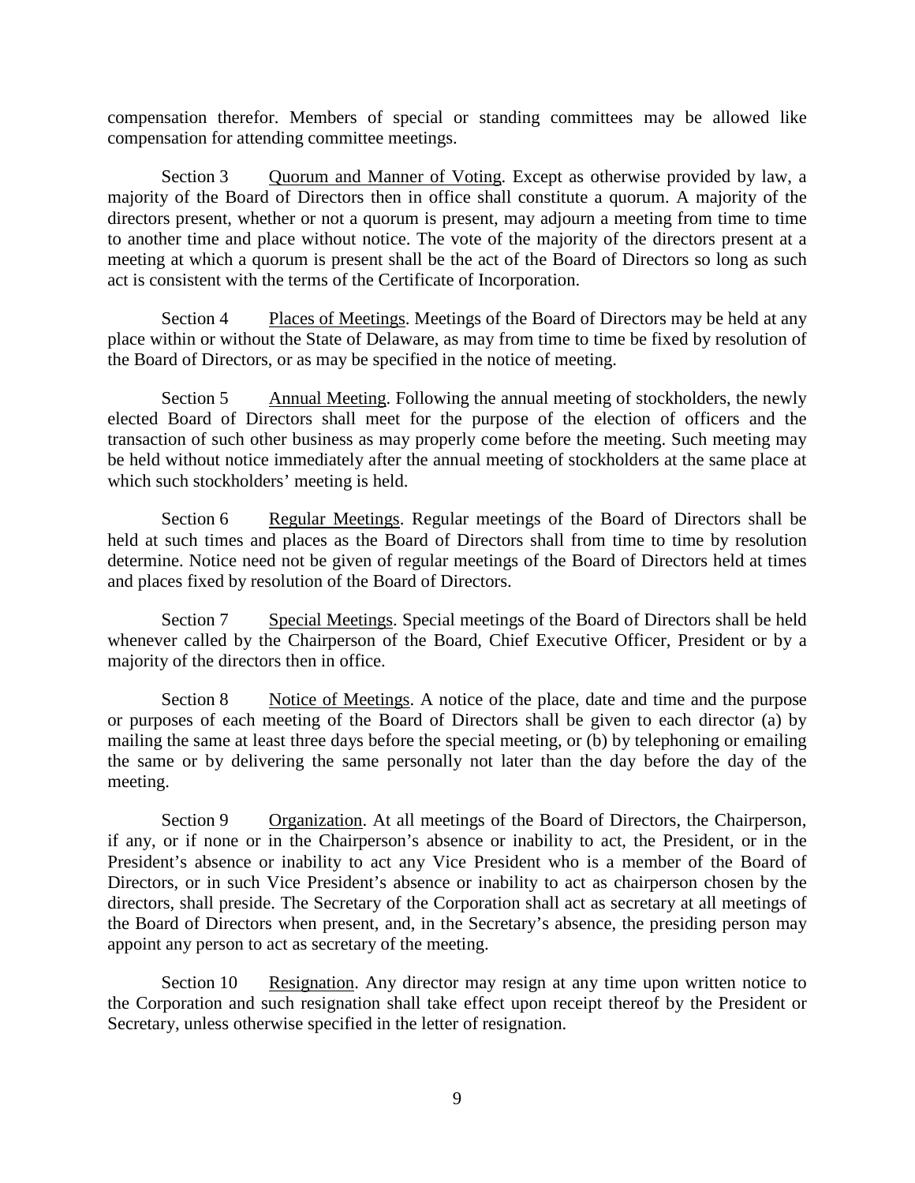compensation therefor. Members of special or standing committees may be allowed like compensation for attending committee meetings.

Section 3 Quorum and Manner of Voting. Except as otherwise provided by law, a majority of the Board of Directors then in office shall constitute a quorum. A majority of the directors present, whether or not a quorum is present, may adjourn a meeting from time to time to another time and place without notice. The vote of the majority of the directors present at a meeting at which a quorum is present shall be the act of the Board of Directors so long as such act is consistent with the terms of the Certificate of Incorporation.

Section 4 Places of Meetings. Meetings of the Board of Directors may be held at any place within or without the State of Delaware, as may from time to time be fixed by resolution of the Board of Directors, or as may be specified in the notice of meeting.

Section 5 Annual Meeting. Following the annual meeting of stockholders, the newly elected Board of Directors shall meet for the purpose of the election of officers and the transaction of such other business as may properly come before the meeting. Such meeting may be held without notice immediately after the annual meeting of stockholders at the same place at which such stockholders' meeting is held.

Section 6 Regular Meetings. Regular meetings of the Board of Directors shall be held at such times and places as the Board of Directors shall from time to time by resolution determine. Notice need not be given of regular meetings of the Board of Directors held at times and places fixed by resolution of the Board of Directors.

Section 7 Special Meetings. Special meetings of the Board of Directors shall be held whenever called by the Chairperson of the Board, Chief Executive Officer, President or by a majority of the directors then in office.

Section 8 Notice of Meetings. A notice of the place, date and time and the purpose or purposes of each meeting of the Board of Directors shall be given to each director (a) by mailing the same at least three days before the special meeting, or (b) by telephoning or emailing the same or by delivering the same personally not later than the day before the day of the meeting.

Section 9 Organization. At all meetings of the Board of Directors, the Chairperson, if any, or if none or in the Chairperson's absence or inability to act, the President, or in the President's absence or inability to act any Vice President who is a member of the Board of Directors, or in such Vice President's absence or inability to act as chairperson chosen by the directors, shall preside. The Secretary of the Corporation shall act as secretary at all meetings of the Board of Directors when present, and, in the Secretary's absence, the presiding person may appoint any person to act as secretary of the meeting.

Section 10 Resignation. Any director may resign at any time upon written notice to the Corporation and such resignation shall take effect upon receipt thereof by the President or Secretary, unless otherwise specified in the letter of resignation.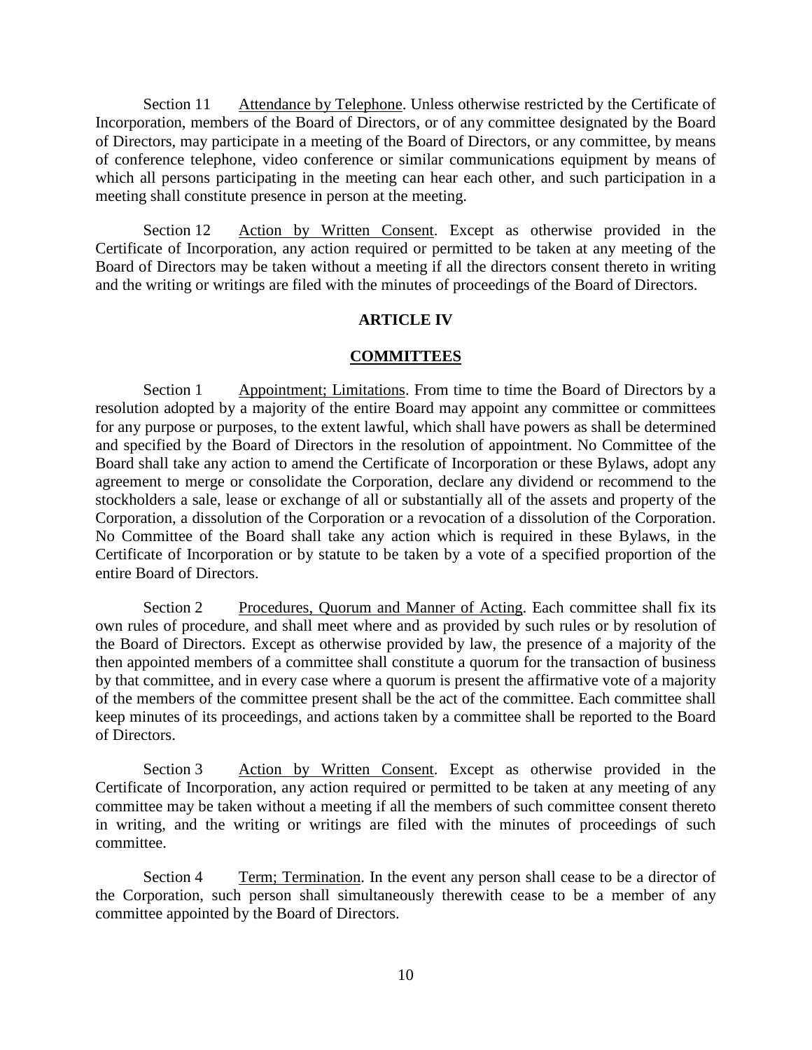Section 11 Attendance by Telephone. Unless otherwise restricted by the Certificate of Incorporation, members of the Board of Directors, or of any committee designated by the Board of Directors, may participate in a meeting of the Board of Directors, or any committee, by means of conference telephone, video conference or similar communications equipment by means of which all persons participating in the meeting can hear each other, and such participation in a meeting shall constitute presence in person at the meeting.

Section 12 Action by Written Consent. Except as otherwise provided in the Certificate of Incorporation, any action required or permitted to be taken at any meeting of the Board of Directors may be taken without a meeting if all the directors consent thereto in writing and the writing or writings are filed with the minutes of proceedings of the Board of Directors.

## ARTICLE IV

## COMMITTEES

Section 1 Appointment; Limitations. From time to time the Board of Directors by a resolution adopted by a majority of the entire Board may appoint any committee or committees for any purpose or purposes, to the extent lawful, which shall have powers as shall be determined and specified by the Board of Directors in the resolution of appointment. No Committee of the Board shall take any action to amend the Certificate of Incorporation or these Bylaws, adopt any agreement to merge or consolidate the Corporation, declare any dividend or recommend to the stockholders a sale, lease or exchange of all or substantially all of the assets and property of the Corporation, a dissolution of the Corporation or a revocation of a dissolution of the Corporation. No Committee of the Board shall take any action which is required in these Bylaws, in the Certificate of Incorporation or by statute to be taken by a vote of a specified proportion of the entire Board of Directors.

Section 2 Procedures, Quorum and Manner of Acting. Each committee shall fix its own rules of procedure, and shall meet where and as provided by such rules or by resolution of the Board of Directors. Except as otherwise provided by law, the presence of a majority of the then appointed members of a committee shall constitute a quorum for the transaction of business by that committee, and in every case where a quorum is present the affirmative vote of a majority of the members of the committee present shall be the act of the committee. Each committee shall keep minutes of its proceedings, and actions taken by a committee shall be reported to the Board of Directors.

Section 3 Action by Written Consent. Except as otherwise provided in the Certificate of Incorporation, any action required or permitted to be taken at any meeting of any committee may be taken without a meeting if all the members of such committee consent thereto in writing, and the writing or writings are filed with the minutes of proceedings of such committee.

Section 4 Term; Termination. In the event any person shall cease to be a director of the Corporation, such person shall simultaneously therewith cease to be a member of any committee appointed by the Board of Directors.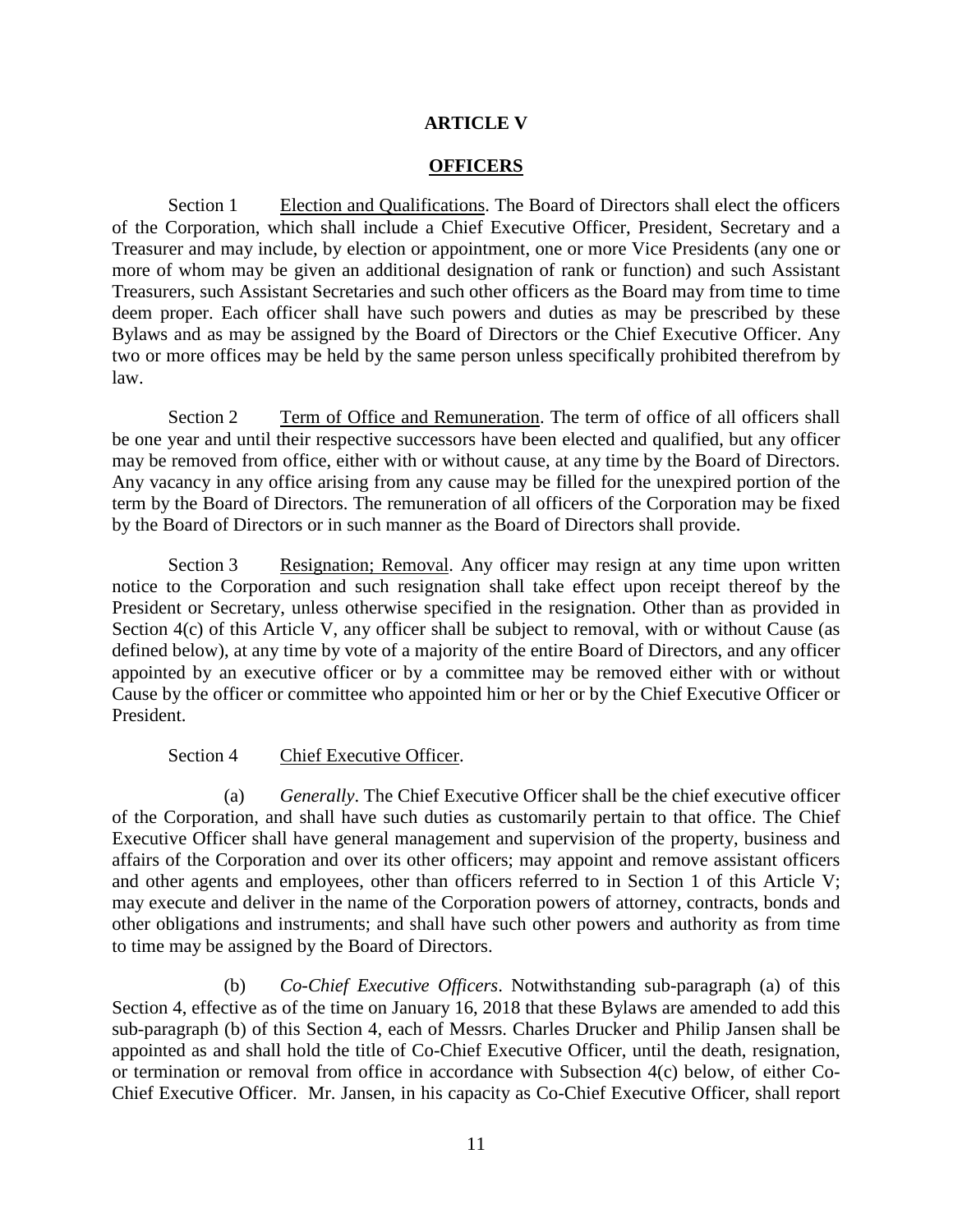# ARTICLE V

## OFFICERS

Section 1 Election and Qualifications. The Board of Directors shall elect the officers of the Corporation, which shall include a Chief Executive Officer, President, Secretary and a Treasurer and may include, by election or appointment, one or more Vice Presidents (any one or more of whom may be given an additional designation of rank or function) and such Assistant Treasurers, such Assistant Secretaries and such other officers as the Board may from time to time deem proper. Each officer shall have such powers and duties as may be prescribed by these Bylaws and as may be assigned by the Board of Directors or the Chief Executive Officer. Any two or more offices may be held by the same person unless specifically prohibited therefrom by law.

Section 2 Term of Office and Remuneration. The term of office of all officers shall be one year and until their respective successors have been elected and qualified, but any officer may be removed from office, either with or without cause, at any time by the Board of Directors. Any vacancy in any office arising from any cause may be filled for the unexpired portion of the term by the Board of Directors. The remuneration of all officers of the Corporation may be fixed by the Board of Directors or in such manner as the Board of Directors shall provide.

Section 3 Resignation; Removal. Any officer may resign at any time upon written notice to the Corporation and such resignation shall take effect upon receipt thereof by the President or Secretary, unless otherwise specified in the resignation. Other than as provided in Section 4(c) of this Article V, any officer shall be subject to removal, with or without Cause (as defined below), at any time by vote of a majority of the entire Board of Directors, and any officer appointed by an executive officer or by a committee may be removed either with or without Cause by the officer or committee who appointed him or her or by the Chief Executive Officer or President.

Section 4 Chief Executive Officer.

(a) *Generally*. The Chief Executive Officer shall be the chief executive officer of the Corporation, and shall have such duties as customarily pertain to that office. The Chief Executive Officer shall have general management and supervision of the property, business and affairs of the Corporation and over its other officers; may appoint and remove assistant officers and other agents and employees, other than officers referred to in Section 1 of this Article V; may execute and deliver in the name of the Corporation powers of attorney, contracts, bonds and other obligations and instruments; and shall have such other powers and authority as from time to time may be assigned by the Board of Directors.

(b) *Co-Chief Executive Officers*. Notwithstanding sub-paragraph (a) of this Section 4, effective as of the time on January 16, 2018 that these Bylaws are amended to add this sub-paragraph (b) of this Section 4, each of Messrs. Charles Drucker and Philip Jansen shall be appointed as and shall hold the title of Co-Chief Executive Officer, until the death, resignation, or termination or removal from office in accordance with Subsection 4(c) below, of either Co-Chief Executive Officer. Mr. Jansen, in his capacity as Co-Chief Executive Officer, shall report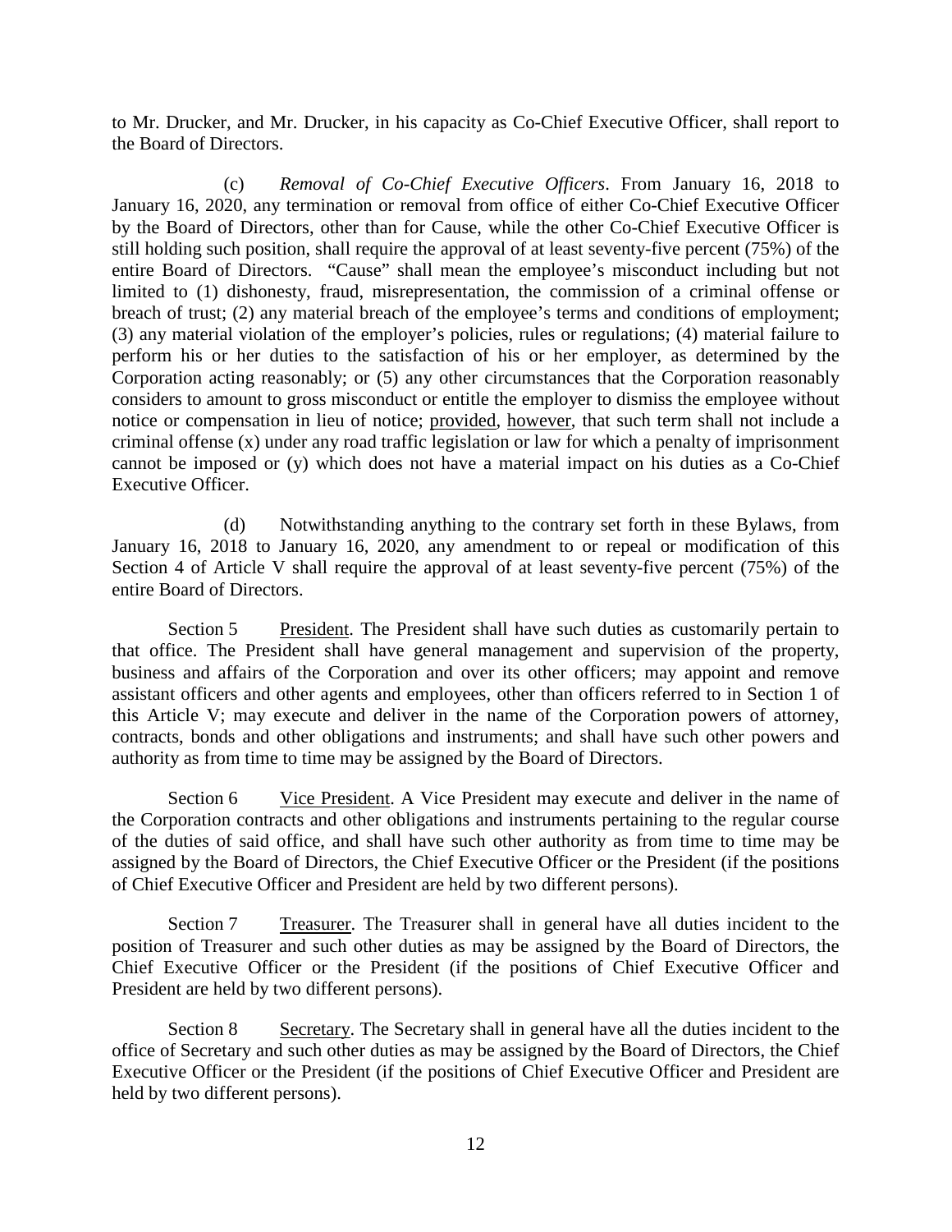to Mr. Drucker, and Mr. Drucker, in his capacity as Co-Chief Executive Officer, shall report to the Board of Directors.

(c) *Removal of Co-Chief Executive Officers*. From January 16, 2018 to January 16, 2020, any termination or removal from office of either Co-Chief Executive Officer by the Board of Directors, other than for Cause, while the other Co-Chief Executive Officer is still holding such position, shall require the approval of at least seventy-five percent (75%) of the entire Board of Directors. "Cause" shall mean the employee's misconduct including but not limited to (1) dishonesty, fraud, misrepresentation, the commission of a criminal offense or breach of trust; (2) any material breach of the employee's terms and conditions of employment; (3) any material violation of the employer's policies, rules or regulations; (4) material failure to perform his or her duties to the satisfaction of his or her employer, as determined by the Corporation acting reasonably; or (5) any other circumstances that the Corporation reasonably considers to amount to gross misconduct or entitle the employer to dismiss the employee without notice or compensation in lieu of notice; provided, however, that such term shall not include a criminal offense (x) under any road traffic legislation or law for which a penalty of imprisonment cannot be imposed or (y) which does not have a material impact on his duties as a Co-Chief Executive Officer.

(d) Notwithstanding anything to the contrary set forth in these Bylaws, from January 16, 2018 to January 16, 2020, any amendment to or repeal or modification of this Section 4 of Article V shall require the approval of at least seventy-five percent (75%) of the entire Board of Directors.

Section 5 President. The President shall have such duties as customarily pertain to that office. The President shall have general management and supervision of the property, business and affairs of the Corporation and over its other officers; may appoint and remove assistant officers and other agents and employees, other than officers referred to in Section 1 of this Article V; may execute and deliver in the name of the Corporation powers of attorney, contracts, bonds and other obligations and instruments; and shall have such other powers and authority as from time to time may be assigned by the Board of Directors.

Section 6 Vice President. A Vice President may execute and deliver in the name of the Corporation contracts and other obligations and instruments pertaining to the regular course of the duties of said office, and shall have such other authority as from time to time may be assigned by the Board of Directors, the Chief Executive Officer or the President (if the positions of Chief Executive Officer and President are held by two different persons).

Section 7 Treasurer. The Treasurer shall in general have all duties incident to the position of Treasurer and such other duties as may be assigned by the Board of Directors, the Chief Executive Officer or the President (if the positions of Chief Executive Officer and President are held by two different persons).

Section 8 Secretary. The Secretary shall in general have all the duties incident to the office of Secretary and such other duties as may be assigned by the Board of Directors, the Chief Executive Officer or the President (if the positions of Chief Executive Officer and President are held by two different persons).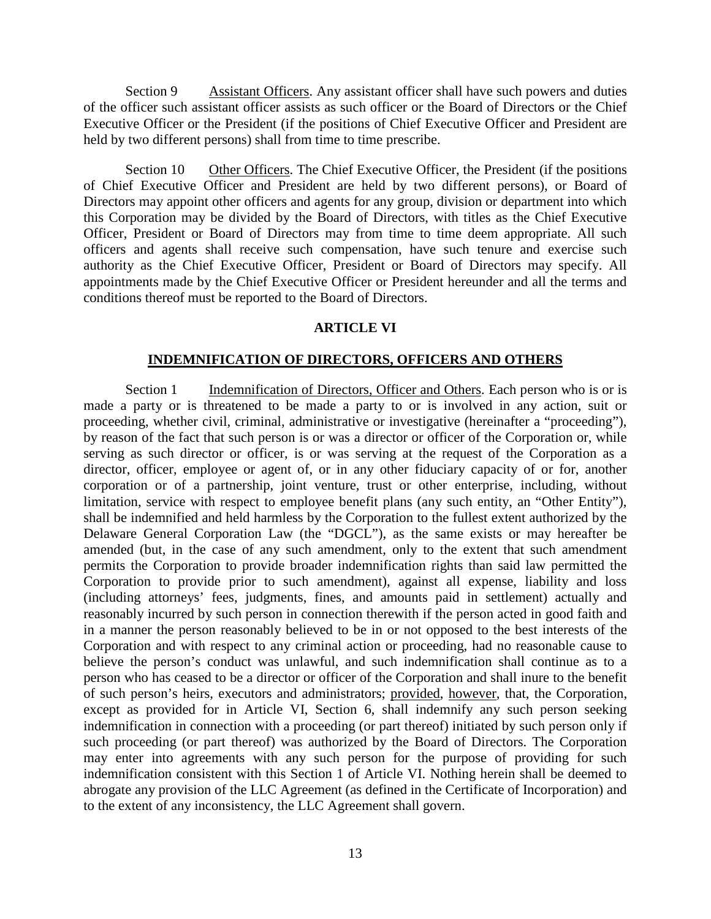Section 9 Assistant Officers. Any assistant officer shall have such powers and duties of the officer such assistant officer assists as such officer or the Board of Directors or the Chief Executive Officer or the President (if the positions of Chief Executive Officer and President are held by two different persons) shall from time to time prescribe.

Section 10 Other Officers. The Chief Executive Officer, the President (if the positions of Chief Executive Officer and President are held by two different persons), or Board of Directors may appoint other officers and agents for any group, division or department into which this Corporation may be divided by the Board of Directors, with titles as the Chief Executive Officer, President or Board of Directors may from time to time deem appropriate. All such officers and agents shall receive such compensation, have such tenure and exercise such authority as the Chief Executive Officer, President or Board of Directors may specify. All appointments made by the Chief Executive Officer or President hereunder and all the terms and conditions thereof must be reported to the Board of Directors.

## ARTICLE VI

## INDEMNIFICATION OF DIRECTORS, OFFICERS AND OTHERS

Section 1 Indemnification of Directors, Officer and Others. Each person who is or is made a party or is threatened to be made a party to or is involved in any action, suit or proceeding, whether civil, criminal, administrative or investigative (hereinafter a "proceeding"), by reason of the fact that such person is or was a director or officer of the Corporation or, while serving as such director or officer, is or was serving at the request of the Corporation as a director, officer, employee or agent of, or in any other fiduciary capacity of or for, another corporation or of a partnership, joint venture, trust or other enterprise, including, without limitation, service with respect to employee benefit plans (any such entity, an "Other Entity"), shall be indemnified and held harmless by the Corporation to the fullest extent authorized by the Delaware General Corporation Law (the "DGCL"), as the same exists or may hereafter be amended (but, in the case of any such amendment, only to the extent that such amendment permits the Corporation to provide broader indemnification rights than said law permitted the Corporation to provide prior to such amendment), against all expense, liability and loss (including attorneys' fees, judgments, fines, and amounts paid in settlement) actually and reasonably incurred by such person in connection therewith if the person acted in good faith and in a manner the person reasonably believed to be in or not opposed to the best interests of the Corporation and with respect to any criminal action or proceeding, had no reasonable cause to believe the person's conduct was unlawful, and such indemnification shall continue as to a person who has ceased to be a director or officer of the Corporation and shall inure to the benefit of such person's heirs, executors and administrators; provided, however, that, the Corporation, except as provided for in Article VI, Section 6, shall indemnify any such person seeking indemnification in connection with a proceeding (or part thereof) initiated by such person only if such proceeding (or part thereof) was authorized by the Board of Directors. The Corporation may enter into agreements with any such person for the purpose of providing for such indemnification consistent with this Section 1 of Article VI. Nothing herein shall be deemed to abrogate any provision of the LLC Agreement (as defined in the Certificate of Incorporation) and to the extent of any inconsistency, the LLC Agreement shall govern.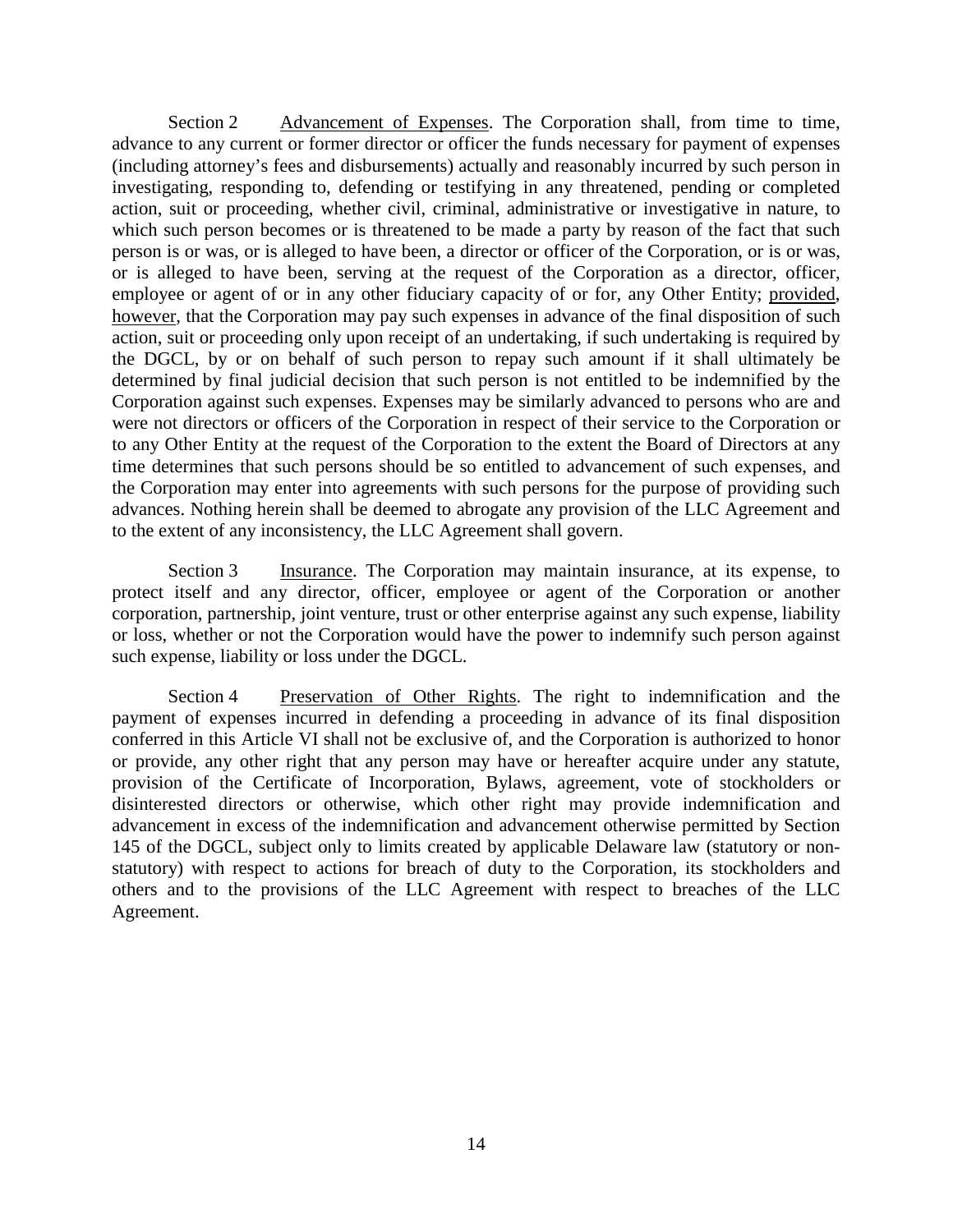Section 2 Advancement of Expenses. The Corporation shall, from time to time, advance to any current or former director or officer the funds necessary for payment of expenses (including attorney's fees and disbursements) actually and reasonably incurred by such person in investigating, responding to, defending or testifying in any threatened, pending or completed action, suit or proceeding, whether civil, criminal, administrative or investigative in nature, to which such person becomes or is threatened to be made a party by reason of the fact that such person is or was, or is alleged to have been, a director or officer of the Corporation, or is or was, or is alleged to have been, serving at the request of the Corporation as a director, officer, employee or agent of or in any other fiduciary capacity of or for, any Other Entity; provided, however, that the Corporation may pay such expenses in advance of the final disposition of such action, suit or proceeding only upon receipt of an undertaking, if such undertaking is required by the DGCL, by or on behalf of such person to repay such amount if it shall ultimately be determined by final judicial decision that such person is not entitled to be indemnified by the Corporation against such expenses. Expenses may be similarly advanced to persons who are and were not directors or officers of the Corporation in respect of their service to the Corporation or to any Other Entity at the request of the Corporation to the extent the Board of Directors at any time determines that such persons should be so entitled to advancement of such expenses, and the Corporation may enter into agreements with such persons for the purpose of providing such advances. Nothing herein shall be deemed to abrogate any provision of the LLC Agreement and to the extent of any inconsistency, the LLC Agreement shall govern.

Section 3 Insurance. The Corporation may maintain insurance, at its expense, to protect itself and any director, officer, employee or agent of the Corporation or another corporation, partnership, joint venture, trust or other enterprise against any such expense, liability or loss, whether or not the Corporation would have the power to indemnify such person against such expense, liability or loss under the DGCL.

Section 4 Preservation of Other Rights. The right to indemnification and the payment of expenses incurred in defending a proceeding in advance of its final disposition conferred in this Article VI shall not be exclusive of, and the Corporation is authorized to honor or provide, any other right that any person may have or hereafter acquire under any statute, provision of the Certificate of Incorporation, Bylaws, agreement, vote of stockholders or disinterested directors or otherwise, which other right may provide indemnification and advancement in excess of the indemnification and advancement otherwise permitted by Section 145 of the DGCL, subject only to limits created by applicable Delaware law (statutory or non-statutory) with respect to actions for breach of duty to the Corporation, its stockholders and others and to the provisions of the LLC Agreement with respect to breaches of the LLC Agreement.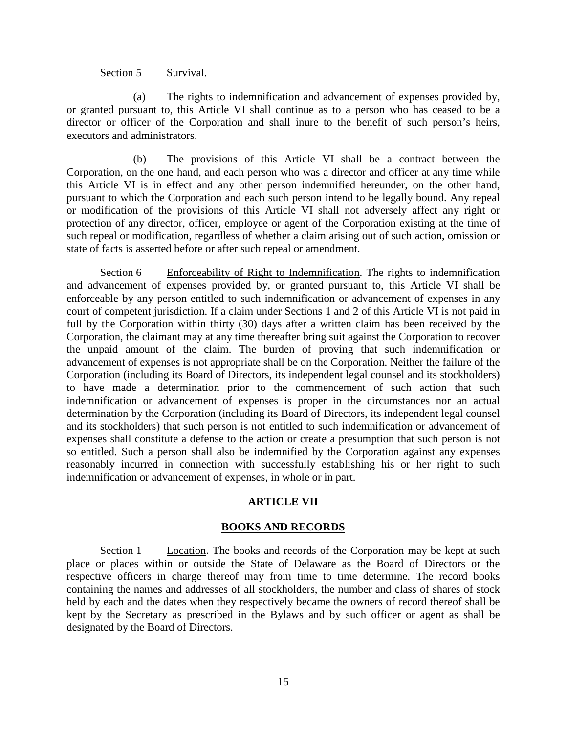Section 5 Survival.

(a) The rights to indemnification and advancement of expenses provided by, or granted pursuant to, this Article VI shall continue as to a person who has ceased to be a director or officer of the Corporation and shall inure to the benefit of such person's heirs, executors and administrators.

(b) The provisions of this Article VI shall be a contract between the Corporation, on the one hand, and each person who was a director and officer at any time while this Article VI is in effect and any other person indemnified hereunder, on the other hand, pursuant to which the Corporation and each such person intend to be legally bound. Any repeal or modification of the provisions of this Article VI shall not adversely affect any right or protection of any director, officer, employee or agent of the Corporation existing at the time of such repeal or modification, regardless of whether a claim arising out of such action, omission or state of facts is asserted before or after such repeal or amendment.

Section 6 Enforceability of Right to Indemnification. The rights to indemnification and advancement of expenses provided by, or granted pursuant to, this Article VI shall be enforceable by any person entitled to such indemnification or advancement of expenses in any court of competent jurisdiction. If a claim under Sections 1 and 2 of this Article VI is not paid in full by the Corporation within thirty (30) days after a written claim has been received by the Corporation, the claimant may at any time thereafter bring suit against the Corporation to recover the unpaid amount of the claim. The burden of proving that such indemnification or advancement of expenses is not appropriate shall be on the Corporation. Neither the failure of the Corporation (including its Board of Directors, its independent legal counsel and its stockholders) to have made a determination prior to the commencement of such action that such indemnification or advancement of expenses is proper in the circumstances nor an actual determination by the Corporation (including its Board of Directors, its independent legal counsel and its stockholders) that such person is not entitled to such indemnification or advancement of expenses shall constitute a defense to the action or create a presumption that such person is not so entitled. Such a person shall also be indemnified by the Corporation against any expenses reasonably incurred in connection with successfully establishing his or her right to such indemnification or advancement of expenses, in whole or in part.

## ARTICLE VII

## BOOKS AND RECORDS

Section 1 Location. The books and records of the Corporation may be kept at such place or places within or outside the State of Delaware as the Board of Directors or the respective officers in charge thereof may from time to time determine. The record books containing the names and addresses of all stockholders, the number and class of shares of stock held by each and the dates when they respectively became the owners of record thereof shall be kept by the Secretary as prescribed in the Bylaws and by such officer or agent as shall be designated by the Board of Directors.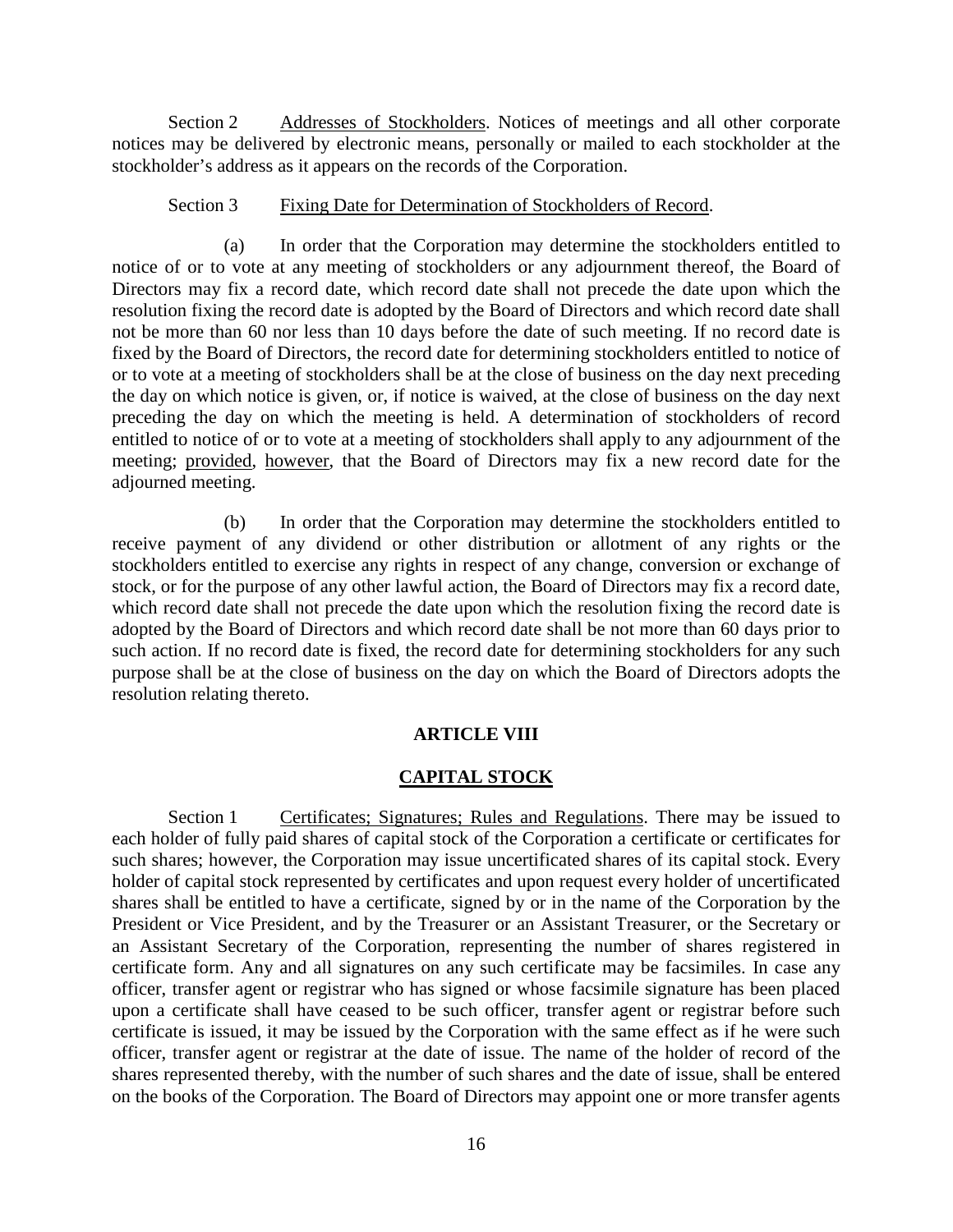Section 2 Addresses of Stockholders. Notices of meetings and all other corporate notices may be delivered by electronic means, personally or mailed to each stockholder at the stockholder's address as it appears on the records of the Corporation.

Section 3 Fixing Date for Determination of Stockholders of Record.

(a) In order that the Corporation may determine the stockholders entitled to notice of or to vote at any meeting of stockholders or any adjournment thereof, the Board of Directors may fix a record date, which record date shall not precede the date upon which the resolution fixing the record date is adopted by the Board of Directors and which record date shall not be more than 60 nor less than 10 days before the date of such meeting. If no record date is fixed by the Board of Directors, the record date for determining stockholders entitled to notice of or to vote at a meeting of stockholders shall be at the close of business on the day next preceding the day on which notice is given, or, if notice is waived, at the close of business on the day next preceding the day on which the meeting is held. A determination of stockholders of record entitled to notice of or to vote at a meeting of stockholders shall apply to any adjournment of the meeting; provided, however, that the Board of Directors may fix a new record date for the adjourned meeting.

(b) In order that the Corporation may determine the stockholders entitled to receive payment of any dividend or other distribution or allotment of any rights or the stockholders entitled to exercise any rights in respect of any change, conversion or exchange of stock, or for the purpose of any other lawful action, the Board of Directors may fix a record date, which record date shall not precede the date upon which the resolution fixing the record date is adopted by the Board of Directors and which record date shall be not more than 60 days prior to such action. If no record date is fixed, the record date for determining stockholders for any such purpose shall be at the close of business on the day on which the Board of Directors adopts the resolution relating thereto.

## ARTICLE VIII

## CAPITAL STOCK

Section 1 Certificates; Signatures; Rules and Regulations. There may be issued to each holder of fully paid shares of capital stock of the Corporation a certificate or certificates for such shares; however, the Corporation may issue uncertificated shares of its capital stock. Every holder of capital stock represented by certificates and upon request every holder of uncertificated shares shall be entitled to have a certificate, signed by or in the name of the Corporation by the President or Vice President, and by the Treasurer or an Assistant Treasurer, or the Secretary or an Assistant Secretary of the Corporation, representing the number of shares registered in certificate form. Any and all signatures on any such certificate may be facsimiles. In case any officer, transfer agent or registrar who has signed or whose facsimile signature has been placed upon a certificate shall have ceased to be such officer, transfer agent or registrar before such certificate is issued, it may be issued by the Corporation with the same effect as if he were such officer, transfer agent or registrar at the date of issue. The name of the holder of record of the shares represented thereby, with the number of such shares and the date of issue, shall be entered on the books of the Corporation. The Board of Directors may appoint one or more transfer agents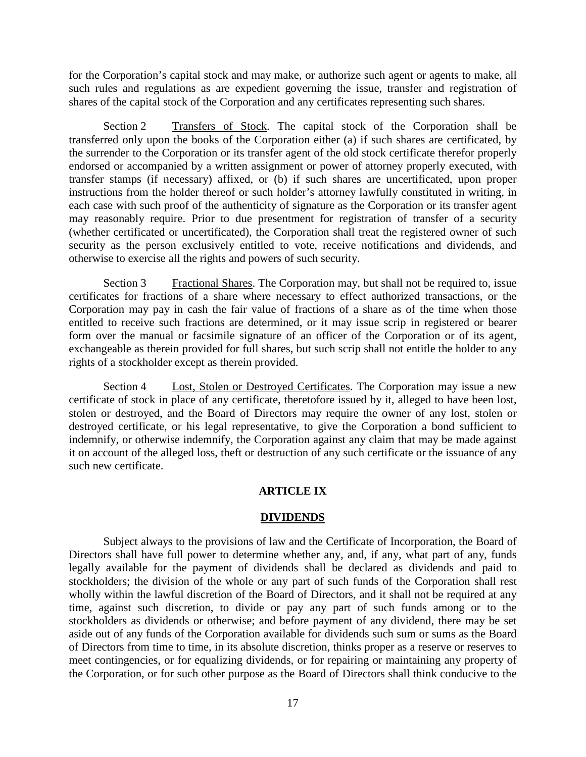for the Corporation's capital stock and may make, or authorize such agent or agents to make, all such rules and regulations as are expedient governing the issue, transfer and registration of shares of the capital stock of the Corporation and any certificates representing such shares.

Section 2 Transfers of Stock. The capital stock of the Corporation shall be transferred only upon the books of the Corporation either (a) if such shares are certificated, by the surrender to the Corporation or its transfer agent of the old stock certificate therefor properly endorsed or accompanied by a written assignment or power of attorney properly executed, with transfer stamps (if necessary) affixed, or (b) if such shares are uncertificated, upon proper instructions from the holder thereof or such holder's attorney lawfully constituted in writing, in each case with such proof of the authenticity of signature as the Corporation or its transfer agent may reasonably require. Prior to due presentment for registration of transfer of a security (whether certificated or uncertificated), the Corporation shall treat the registered owner of such security as the person exclusively entitled to vote, receive notifications and dividends, and otherwise to exercise all the rights and powers of such security.

Section 3 Fractional Shares. The Corporation may, but shall not be required to, issue certificates for fractions of a share where necessary to effect authorized transactions, or the Corporation may pay in cash the fair value of fractions of a share as of the time when those entitled to receive such fractions are determined, or it may issue scrip in registered or bearer form over the manual or facsimile signature of an officer of the Corporation or of its agent, exchangeable as therein provided for full shares, but such scrip shall not entitle the holder to any rights of a stockholder except as therein provided.

Section 4 Lost, Stolen or Destroyed Certificates. The Corporation may issue a new certificate of stock in place of any certificate, theretofore issued by it, alleged to have been lost, stolen or destroyed, and the Board of Directors may require the owner of any lost, stolen or destroyed certificate, or his legal representative, to give the Corporation a bond sufficient to indemnify, or otherwise indemnify, the Corporation against any claim that may be made against it on account of the alleged loss, theft or destruction of any such certificate or the issuance of any such new certificate.

## ARTICLE IX

## DIVIDENDS

Subject always to the provisions of law and the Certificate of Incorporation, the Board of Directors shall have full power to determine whether any, and, if any, what part of any, funds legally available for the payment of dividends shall be declared as dividends and paid to stockholders; the division of the whole or any part of such funds of the Corporation shall rest wholly within the lawful discretion of the Board of Directors, and it shall not be required at any time, against such discretion, to divide or pay any part of such funds among or to the stockholders as dividends or otherwise; and before payment of any dividend, there may be set aside out of any funds of the Corporation available for dividends such sum or sums as the Board of Directors from time to time, in its absolute discretion, thinks proper as a reserve or reserves to meet contingencies, or for equalizing dividends, or for repairing or maintaining any property of the Corporation, or for such other purpose as the Board of Directors shall think conducive to the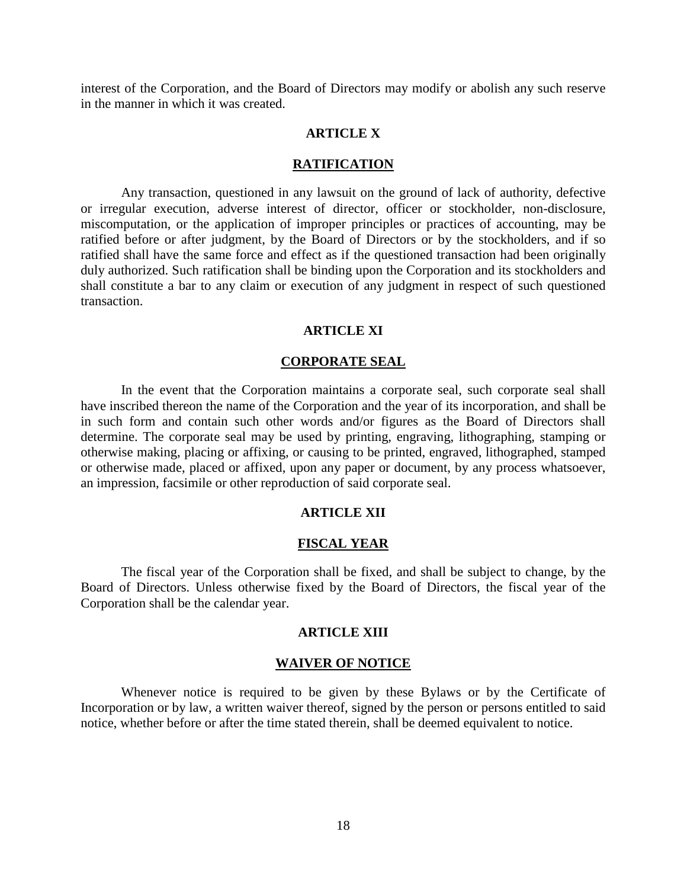interest of the Corporation, and the Board of Directors may modify or abolish any such reserve in the manner in which it was created.

## ARTICLE X

## RATIFICATION

Any transaction, questioned in any lawsuit on the ground of lack of authority, defective or irregular execution, adverse interest of director, officer or stockholder, non-disclosure, miscomputation, or the application of improper principles or practices of accounting, may be ratified before or after judgment, by the Board of Directors or by the stockholders, and if so ratified shall have the same force and effect as if the questioned transaction had been originally duly authorized. Such ratification shall be binding upon the Corporation and its stockholders and shall constitute a bar to any claim or execution of any judgment in respect of such questioned transaction.

## ARTICLE XI

## CORPORATE SEAL

In the event that the Corporation maintains a corporate seal, such corporate seal shall have inscribed thereon the name of the Corporation and the year of its incorporation, and shall be in such form and contain such other words and/or figures as the Board of Directors shall determine. The corporate seal may be used by printing, engraving, lithographing, stamping or otherwise making, placing or affixing, or causing to be printed, engraved, lithographed, stamped or otherwise made, placed or affixed, upon any paper or document, by any process whatsoever, an impression, facsimile or other reproduction of said corporate seal.

## ARTICLE XII

## FISCAL YEAR

The fiscal year of the Corporation shall be fixed, and shall be subject to change, by the Board of Directors. Unless otherwise fixed by the Board of Directors, the fiscal year of the Corporation shall be the calendar year.

## ARTICLE XIII

## WAIVER OF NOTICE

Whenever notice is required to be given by these Bylaws or by the Certificate of Incorporation or by law, a written waiver thereof, signed by the person or persons entitled to said notice, whether before or after the time stated therein, shall be deemed equivalent to notice.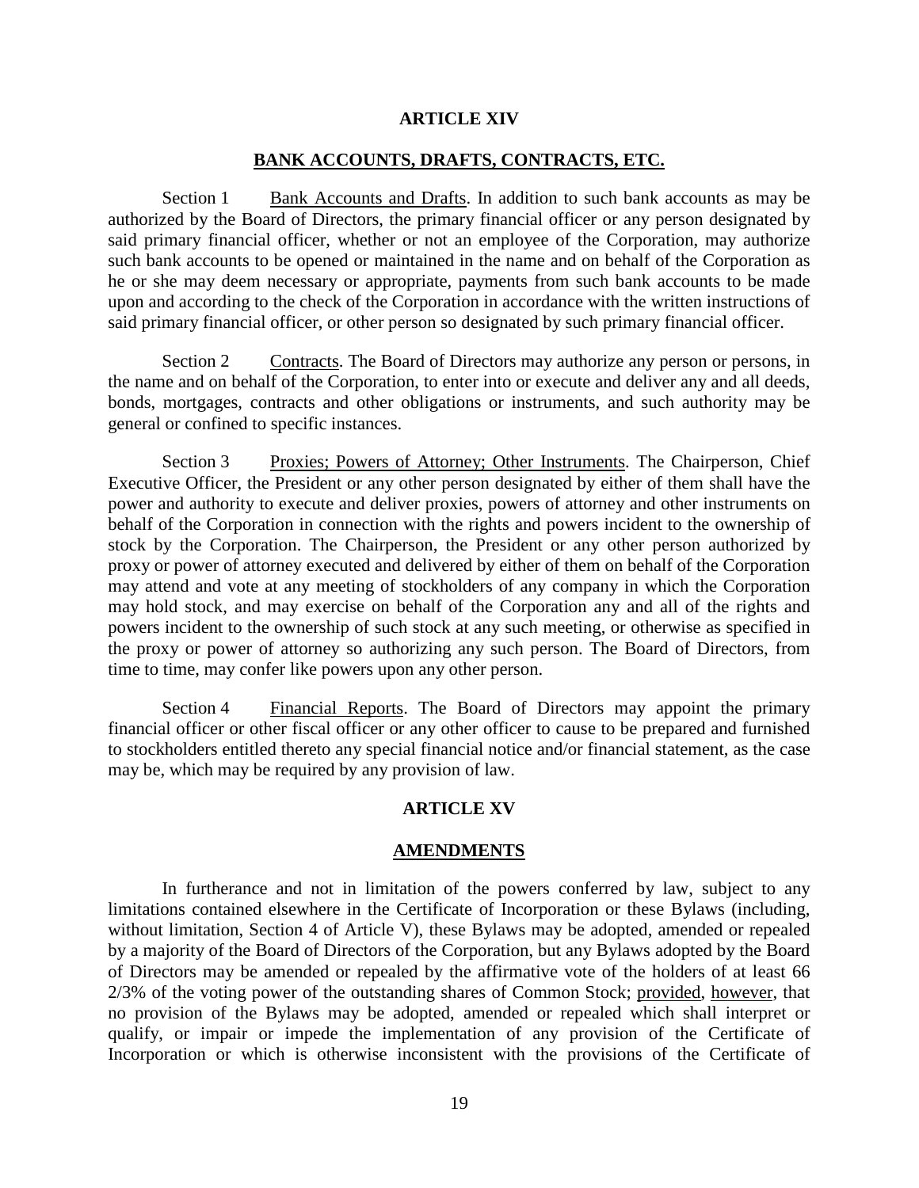## ARTICLE XIV

## BANK ACCOUNTS, DRAFTS, CONTRACTS, ETC.

Section 1 Bank Accounts and Drafts. In addition to such bank accounts as may be authorized by the Board of Directors, the primary financial officer or any person designated by said primary financial officer, whether or not an employee of the Corporation, may authorize such bank accounts to be opened or maintained in the name and on behalf of the Corporation as he or she may deem necessary or appropriate, payments from such bank accounts to be made upon and according to the check of the Corporation in accordance with the written instructions of said primary financial officer, or other person so designated by such primary financial officer.

Section 2 Contracts. The Board of Directors may authorize any person or persons, in the name and on behalf of the Corporation, to enter into or execute and deliver any and all deeds, bonds, mortgages, contracts and other obligations or instruments, and such authority may be general or confined to specific instances.

Section 3 Proxies; Powers of Attorney; Other Instruments. The Chairperson, Chief Executive Officer, the President or any other person designated by either of them shall have the power and authority to execute and deliver proxies, powers of attorney and other instruments on behalf of the Corporation in connection with the rights and powers incident to the ownership of stock by the Corporation. The Chairperson, the President or any other person authorized by proxy or power of attorney executed and delivered by either of them on behalf of the Corporation may attend and vote at any meeting of stockholders of any company in which the Corporation may hold stock, and may exercise on behalf of the Corporation any and all of the rights and powers incident to the ownership of such stock at any such meeting, or otherwise as specified in the proxy or power of attorney so authorizing any such person. The Board of Directors, from time to time, may confer like powers upon any other person.

Section 4 Financial Reports. The Board of Directors may appoint the primary financial officer or other fiscal officer or any other officer to cause to be prepared and furnished to stockholders entitled thereto any special financial notice and/or financial statement, as the case may be, which may be required by any provision of law.

## ARTICLE XV

## AMENDMENTS

In furtherance and not in limitation of the powers conferred by law, subject to any limitations contained elsewhere in the Certificate of Incorporation or these Bylaws (including, without limitation, Section 4 of Article V), these Bylaws may be adopted, amended or repealed by a majority of the Board of Directors of the Corporation, but any Bylaws adopted by the Board of Directors may be amended or repealed by the affirmative vote of the holders of at least 66 2/3% of the voting power of the outstanding shares of Common Stock; provided, however, that no provision of the Bylaws may be adopted, amended or repealed which shall interpret or qualify, or impair or impede the implementation of any provision of the Certificate of Incorporation or which is otherwise inconsistent with the provisions of the Certificate of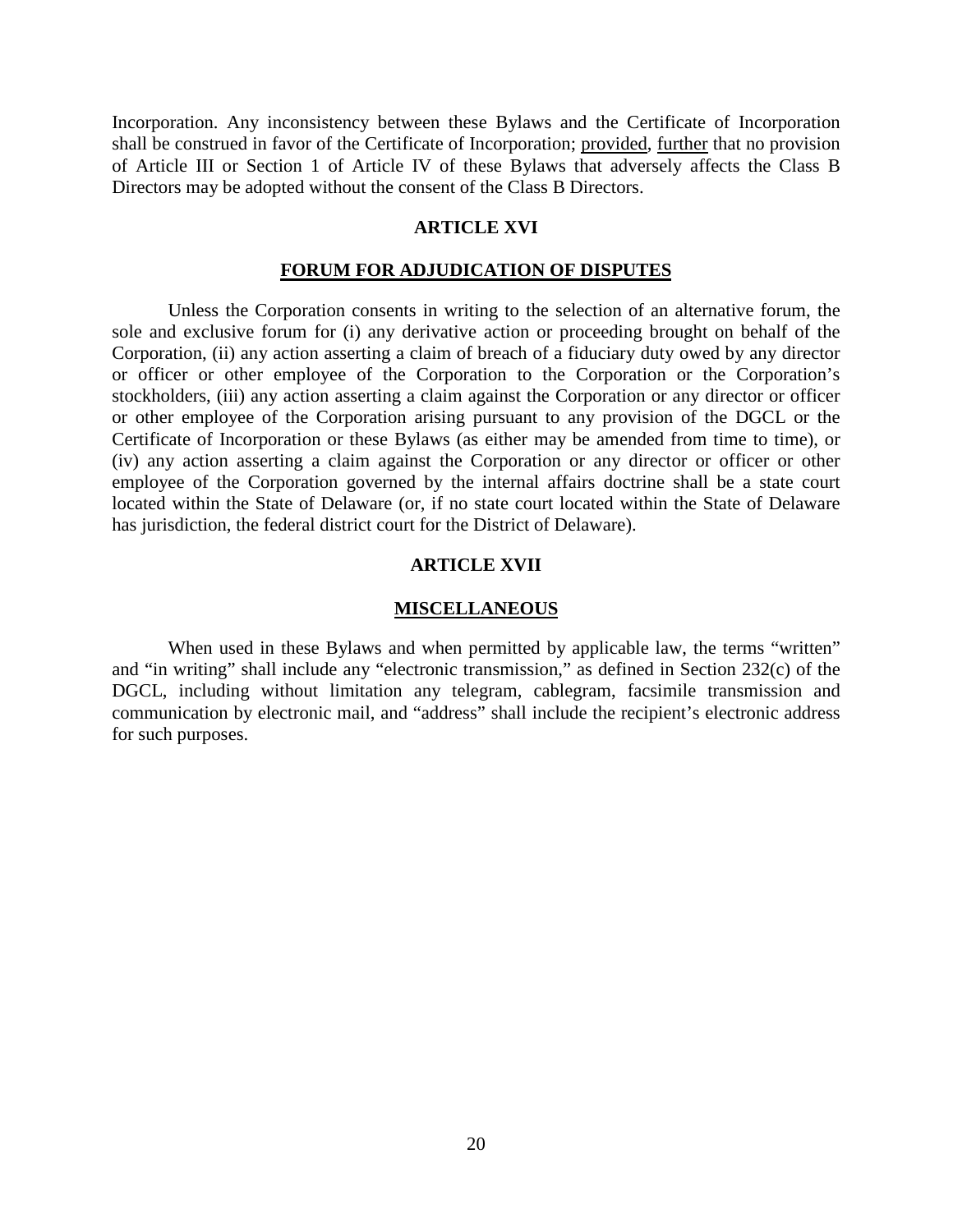Incorporation. Any inconsistency between these Bylaws and the Certificate of Incorporation shall be construed in favor of the Certificate of Incorporation; provided, further that no provision of Article III or Section 1 of Article IV of these Bylaws that adversely affects the Class B Directors may be adopted without the consent of the Class B Directors.

## ARTICLE XVI

## FORUM FOR ADJUDICATION OF DISPUTES

Unless the Corporation consents in writing to the selection of an alternative forum, the sole and exclusive forum for (i) any derivative action or proceeding brought on behalf of the Corporation, (ii) any action asserting a claim of breach of a fiduciary duty owed by any director or officer or other employee of the Corporation to the Corporation or the Corporation's stockholders, (iii) any action asserting a claim against the Corporation or any director or officer or other employee of the Corporation arising pursuant to any provision of the DGCL or the Certificate of Incorporation or these Bylaws (as either may be amended from time to time), or (iv) any action asserting a claim against the Corporation or any director or officer or other employee of the Corporation governed by the internal affairs doctrine shall be a state court located within the State of Delaware (or, if no state court located within the State of Delaware has jurisdiction, the federal district court for the District of Delaware).

## ARTICLE XVII

## MISCELLANEOUS

When used in these Bylaws and when permitted by applicable law, the terms "written" and "in writing" shall include any "electronic transmission," as defined in Section 232(c) of the DGCL, including without limitation any telegram, cablegram, facsimile transmission and communication by electronic mail, and "address" shall include the recipient's electronic address for such purposes.